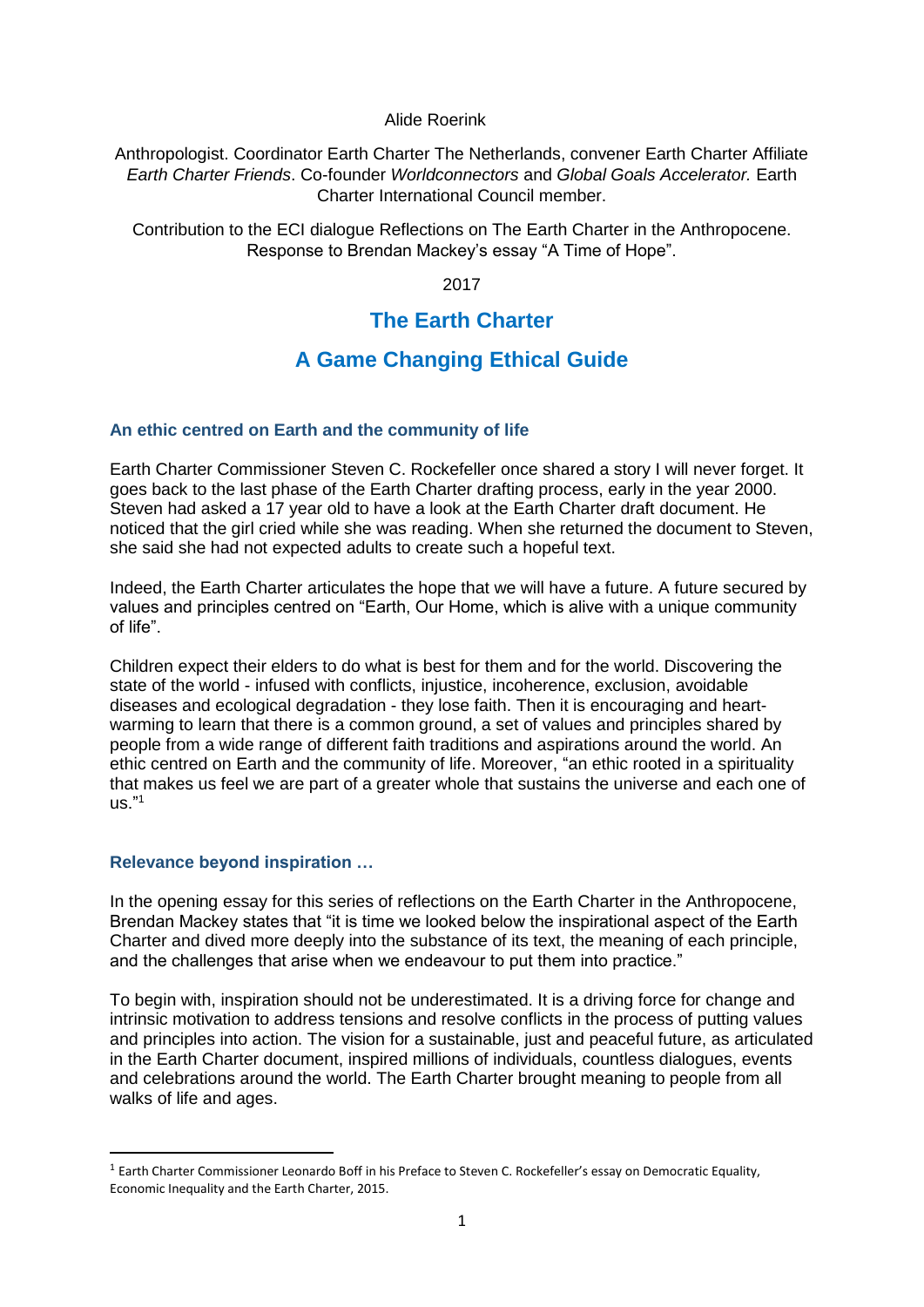Alide Roerink

Anthropologist. Coordinator Earth Charter The Netherlands, convener Earth Charter Affiliate *Earth Charter Friends*. Co-founder *Worldconnectors* and *Global Goals Accelerator.* Earth Charter International Council member.

Contribution to the ECI dialogue Reflections on The Earth Charter in the Anthropocene. Response to Brendan Mackey's essay "A Time of Hope".

2017

# The Earth Charter

# A Game Changing Ethical Guide

### An ethic centred on Earth and the community of life

Earth Charter Commissioner Steven C. Rockefeller once shared a story I will never forget. It goes back to the last phase of the Earth Charter drafting process, early in the year 2000. Steven had asked a 17 year old to have a look at the Earth Charter draft document. He noticed that the girl cried while she was reading. When she returned the document to Steven, she said she had not expected adults to create such a hopeful text.

Indeed, the Earth Charter articulates the hope that we will have a future. A future secured by values and principles centred on "Earth, Our Home, which is alive with a unique community of life".

Children expect their elders to do what is best for them and for the world. Discovering the state of the world - infused with conflicts, injustice, incoherence, exclusion, avoidable diseases and ecological degradation - they lose faith. Then it is encouraging and heart-warming to learn that there is a common ground, a set of values and principles shared by people from a wide range of different faith traditions and aspirations around the world. An ethic centred on Earth and the community of life. Moreover, "an ethic rooted in a spirituality that makes us feel we are part of a greater whole that sustains the universe and each one of us."[1]

### Relevance beyond inspiration …

In the opening essay for this series of reflections on the Earth Charter in the Anthropocene, Brendan Mackey states that "it is time we looked below the inspirational aspect of the Earth Charter and dived more deeply into the substance of its text, the meaning of each principle, and the challenges that arise when we endeavour to put them into practice."

To begin with, inspiration should not be underestimated. It is a driving force for change and intrinsic motivation to address tensions and resolve conflicts in the process of putting values and principles into action. The vision for a sustainable, just and peaceful future, as articulated in the Earth Charter document, inspired millions of individuals, countless dialogues, events and celebrations around the world. The Earth Charter brought meaning to people from all walks of life and ages.

---

[1] Earth Charter Commissioner Leonardo Boff in his Preface to Steven C. Rockefeller's essay on Democratic Equality, Economic Inequality and the Earth Charter, 2015.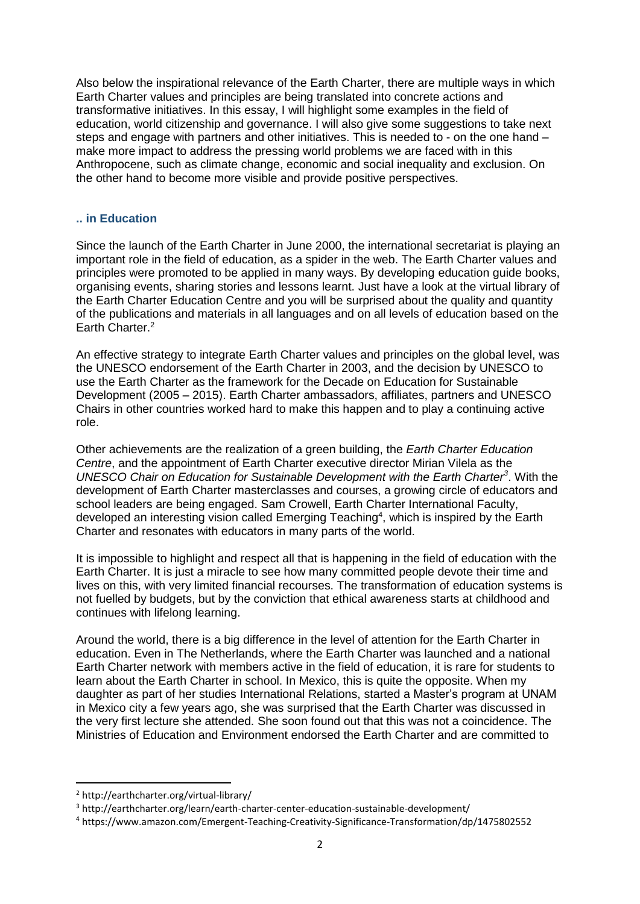Also below the inspirational relevance of the Earth Charter, there are multiple ways in which Earth Charter values and principles are being translated into concrete actions and transformative initiatives. In this essay, I will highlight some examples in the field of education, world citizenship and governance. I will also give some suggestions to take next steps and engage with partners and other initiatives. This is needed to - on the one hand – make more impact to address the pressing world problems we are faced with in this Anthropocene, such as climate change, economic and social inequality and exclusion. On the other hand to become more visible and provide positive perspectives.

## .. in Education

Since the launch of the Earth Charter in June 2000, the international secretariat is playing an important role in the field of education, as a spider in the web. The Earth Charter values and principles were promoted to be applied in many ways. By developing education guide books, organising events, sharing stories and lessons learnt. Just have a look at the virtual library of the Earth Charter Education Centre and you will be surprised about the quality and quantity of the publications and materials in all languages and on all levels of education based on the Earth Charter.[2]

An effective strategy to integrate Earth Charter values and principles on the global level, was the UNESCO endorsement of the Earth Charter in 2003, and the decision by UNESCO to use the Earth Charter as the framework for the Decade on Education for Sustainable Development (2005 – 2015). Earth Charter ambassadors, affiliates, partners and UNESCO Chairs in other countries worked hard to make this happen and to play a continuing active role.

Other achievements are the realization of a green building, the *Earth Charter Education Centre*, and the appointment of Earth Charter executive director Mirian Vilela as the *UNESCO Chair on Education for Sustainable Development with the Earth Charter*[3]. With the development of Earth Charter masterclasses and courses, a growing circle of educators and school leaders are being engaged. Sam Crowell, Earth Charter International Faculty, developed an interesting vision called Emerging Teaching[4], which is inspired by the Earth Charter and resonates with educators in many parts of the world.

It is impossible to highlight and respect all that is happening in the field of education with the Earth Charter. It is just a miracle to see how many committed people devote their time and lives on this, with very limited financial recourses. The transformation of education systems is not fuelled by budgets, but by the conviction that ethical awareness starts at childhood and continues with lifelong learning.

Around the world, there is a big difference in the level of attention for the Earth Charter in education. Even in The Netherlands, where the Earth Charter was launched and a national Earth Charter network with members active in the field of education, it is rare for students to learn about the Earth Charter in school. In Mexico, this is quite the opposite. When my daughter as part of her studies International Relations, started a Master's program at UNAM in Mexico city a few years ago, she was surprised that the Earth Charter was discussed in the very first lecture she attended. She soon found out that this was not a coincidence. The Ministries of Education and Environment endorsed the Earth Charter and are committed to

---

[2] http://earthcharter.org/virtual-library/

[3] http://earthcharter.org/learn/earth-charter-center-education-sustainable-development/

[4] https://www.amazon.com/Emergent-Teaching-Creativity-Significance-Transformation/dp/1475802552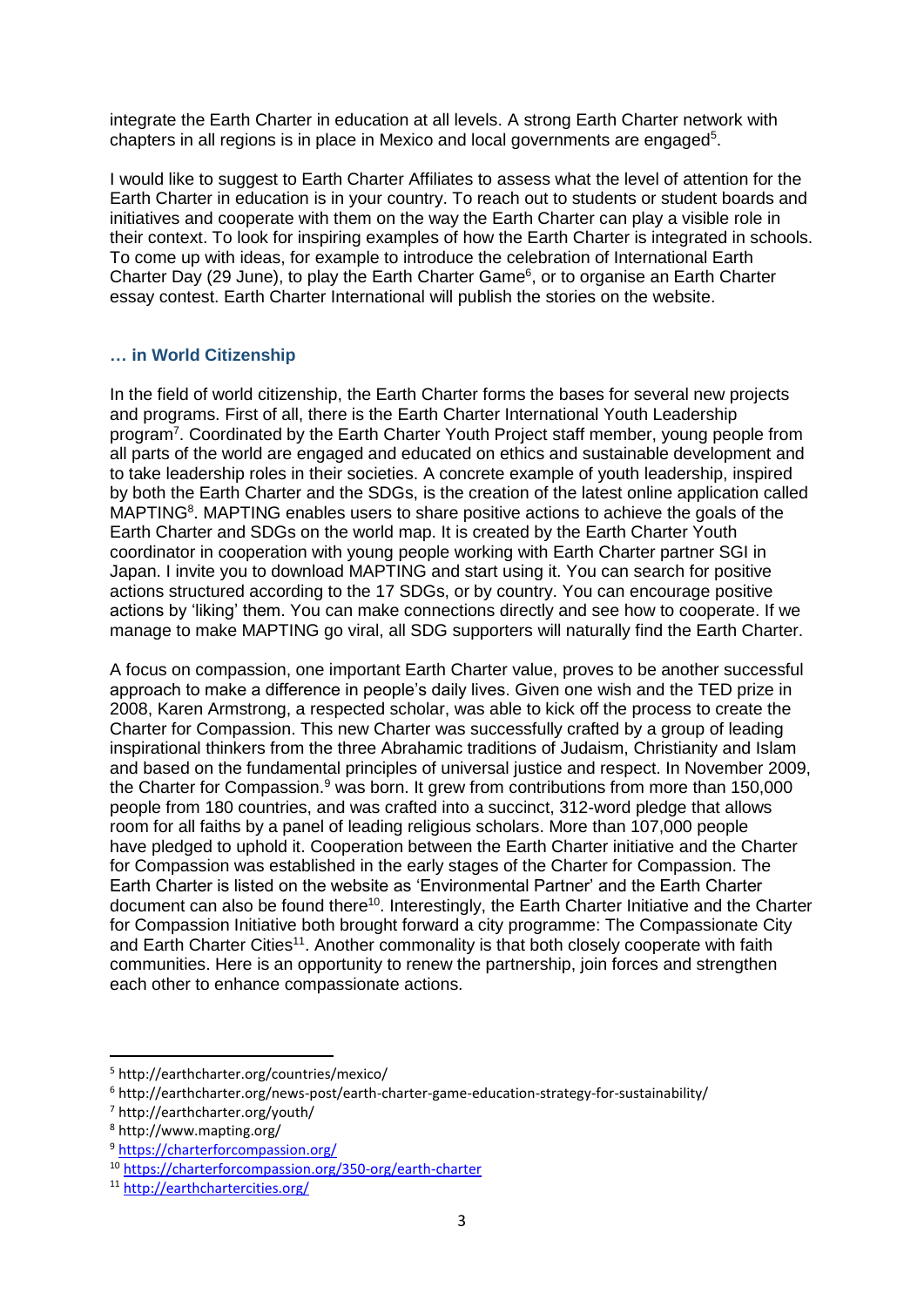integrate the Earth Charter in education at all levels. A strong Earth Charter network with chapters in all regions is in place in Mexico and local governments are engaged[5].

I would like to suggest to Earth Charter Affiliates to assess what the level of attention for the Earth Charter in education is in your country. To reach out to students or student boards and initiatives and cooperate with them on the way the Earth Charter can play a visible role in their context. To look for inspiring examples of how the Earth Charter is integrated in schools. To come up with ideas, for example to introduce the celebration of International Earth Charter Day (29 June), to play the Earth Charter Game[6], or to organise an Earth Charter essay contest. Earth Charter International will publish the stories on the website.

### … in World Citizenship

In the field of world citizenship, the Earth Charter forms the bases for several new projects and programs. First of all, there is the Earth Charter International Youth Leadership program[7]. Coordinated by the Earth Charter Youth Project staff member, young people from all parts of the world are engaged and educated on ethics and sustainable development and to take leadership roles in their societies. A concrete example of youth leadership, inspired by both the Earth Charter and the SDGs, is the creation of the latest online application called MAPTING[8]. MAPTING enables users to share positive actions to achieve the goals of the Earth Charter and SDGs on the world map. It is created by the Earth Charter Youth coordinator in cooperation with young people working with Earth Charter partner SGI in Japan. I invite you to download MAPTING and start using it. You can search for positive actions structured according to the 17 SDGs, or by country. You can encourage positive actions by 'liking' them. You can make connections directly and see how to cooperate. If we manage to make MAPTING go viral, all SDG supporters will naturally find the Earth Charter.

A focus on compassion, one important Earth Charter value, proves to be another successful approach to make a difference in people's daily lives. Given one wish and the TED prize in 2008, Karen Armstrong, a respected scholar, was able to kick off the process to create the Charter for Compassion. This new Charter was successfully crafted by a group of leading inspirational thinkers from the three Abrahamic traditions of Judaism, Christianity and Islam and based on the fundamental principles of universal justice and respect. In November 2009, the Charter for Compassion.[9] was born. It grew from contributions from more than 150,000 people from 180 countries, and was crafted into a succinct, 312-word pledge that allows room for all faiths by a panel of leading religious scholars. More than 107,000 people have pledged to uphold it. Cooperation between the Earth Charter initiative and the Charter for Compassion was established in the early stages of the Charter for Compassion. The Earth Charter is listed on the website as 'Environmental Partner' and the Earth Charter document can also be found there[10]. Interestingly, the Earth Charter Initiative and the Charter for Compassion Initiative both brought forward a city programme: The Compassionate City and Earth Charter Cities[11]. Another commonality is that both closely cooperate with faith communities. Here is an opportunity to renew the partnership, join forces and strengthen each other to enhance compassionate actions.

---

[5] http://earthcharter.org/countries/mexico/

[6] http://earthcharter.org/news-post/earth-charter-game-education-strategy-for-sustainability/

[7] http://earthcharter.org/youth/

[8] http://www.mapting.org/

[9] https://charterforcompassion.org/

[10] https://charterforcompassion.org/350-org/earth-charter

[11] http://earthchartercities.org/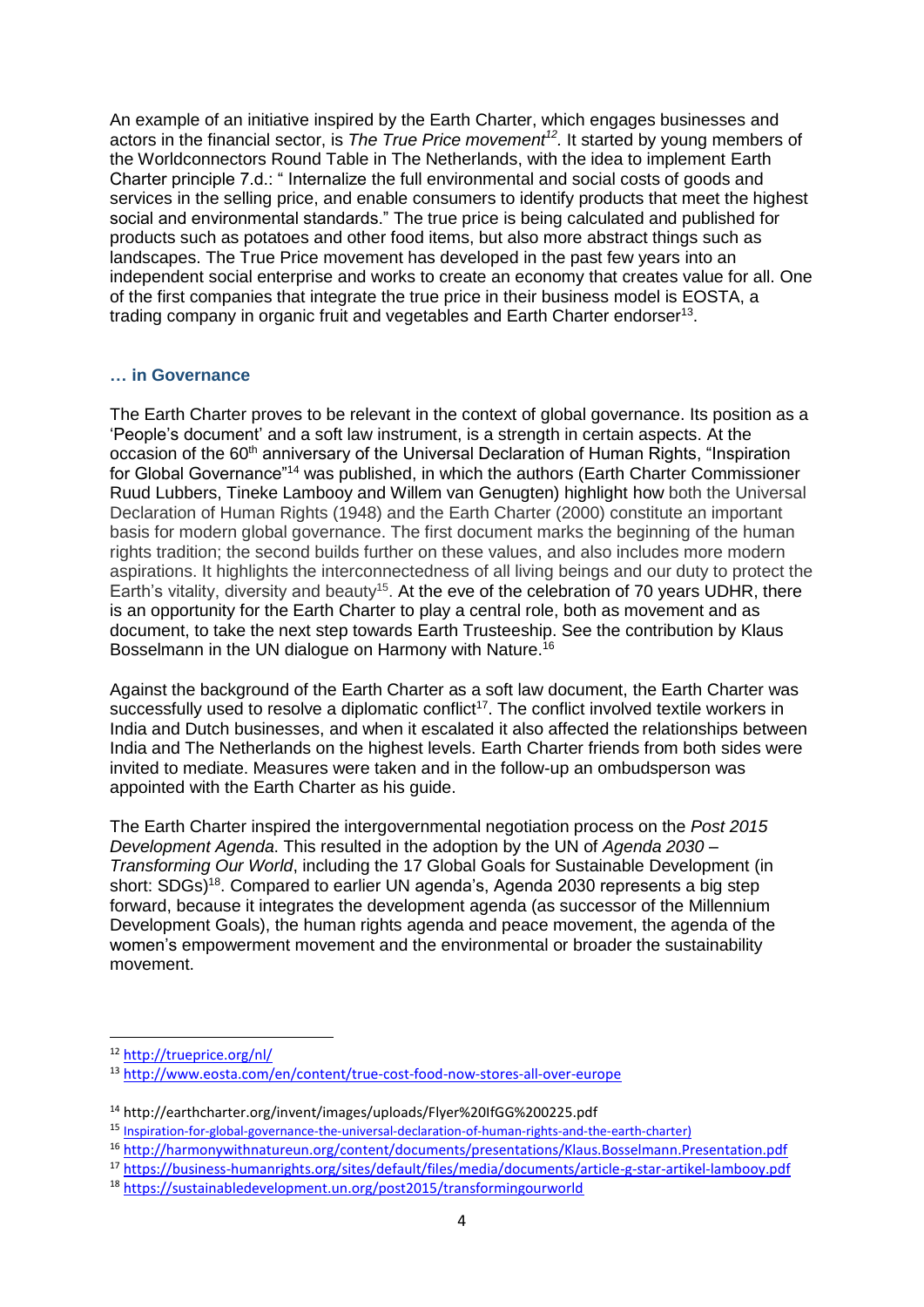An example of an initiative inspired by the Earth Charter, which engages businesses and actors in the financial sector, is *The True Price movement*[12]. It started by young members of the Worldconnectors Round Table in The Netherlands, with the idea to implement Earth Charter principle 7.d.: " Internalize the full environmental and social costs of goods and services in the selling price, and enable consumers to identify products that meet the highest social and environmental standards." The true price is being calculated and published for products such as potatoes and other food items, but also more abstract things such as landscapes. The True Price movement has developed in the past few years into an independent social enterprise and works to create an economy that creates value for all. One of the first companies that integrate the true price in their business model is EOSTA, a trading company in organic fruit and vegetables and Earth Charter endorser[13].

### … in Governance

The Earth Charter proves to be relevant in the context of global governance. Its position as a 'People's document' and a soft law instrument, is a strength in certain aspects. At the occasion of the 60th anniversary of the Universal Declaration of Human Rights, "Inspiration for Global Governance"[14] was published, in which the authors (Earth Charter Commissioner Ruud Lubbers, Tineke Lambooy and Willem van Genugten) highlight how both the Universal Declaration of Human Rights (1948) and the Earth Charter (2000) constitute an important basis for modern global governance. The first document marks the beginning of the human rights tradition; the second builds further on these values, and also includes more modern aspirations. It highlights the interconnectedness of all living beings and our duty to protect the Earth's vitality, diversity and beauty[15]. At the eve of the celebration of 70 years UDHR, there is an opportunity for the Earth Charter to play a central role, both as movement and as document, to take the next step towards Earth Trusteeship. See the contribution by Klaus Bosselmann in the UN dialogue on Harmony with Nature.[16]

Against the background of the Earth Charter as a soft law document, the Earth Charter was successfully used to resolve a diplomatic conflict[17]. The conflict involved textile workers in India and Dutch businesses, and when it escalated it also affected the relationships between India and The Netherlands on the highest levels. Earth Charter friends from both sides were invited to mediate. Measures were taken and in the follow-up an ombudsperson was appointed with the Earth Charter as his guide.

The Earth Charter inspired the intergovernmental negotiation process on the *Post 2015 Development Agenda*. This resulted in the adoption by the UN of *Agenda 2030 – Transforming Our World*, including the 17 Global Goals for Sustainable Development (in short: SDGs)[18]. Compared to earlier UN agenda's, Agenda 2030 represents a big step forward, because it integrates the development agenda (as successor of the Millennium Development Goals), the human rights agenda and peace movement, the agenda of the women's empowerment movement and the environmental or broader the sustainability movement.

---

[12] http://trueprice.org/nl/

[13] http://www.eosta.com/en/content/true-cost-food-now-stores-all-over-europe

[14] http://earthcharter.org/invent/images/uploads/Flyer%20IfGG%200225.pdf

[15] Inspiration-for-global-governance-the-universal-declaration-of-human-rights-and-the-earth-charter)

[16] http://harmonywithnatureun.org/content/documents/presentations/Klaus.Bosselmann.Presentation.pdf

[17] https://business-humanrights.org/sites/default/files/media/documents/article-g-star-artikel-lambooy.pdf

[18] https://sustainabledevelopment.un.org/post2015/transformingourworld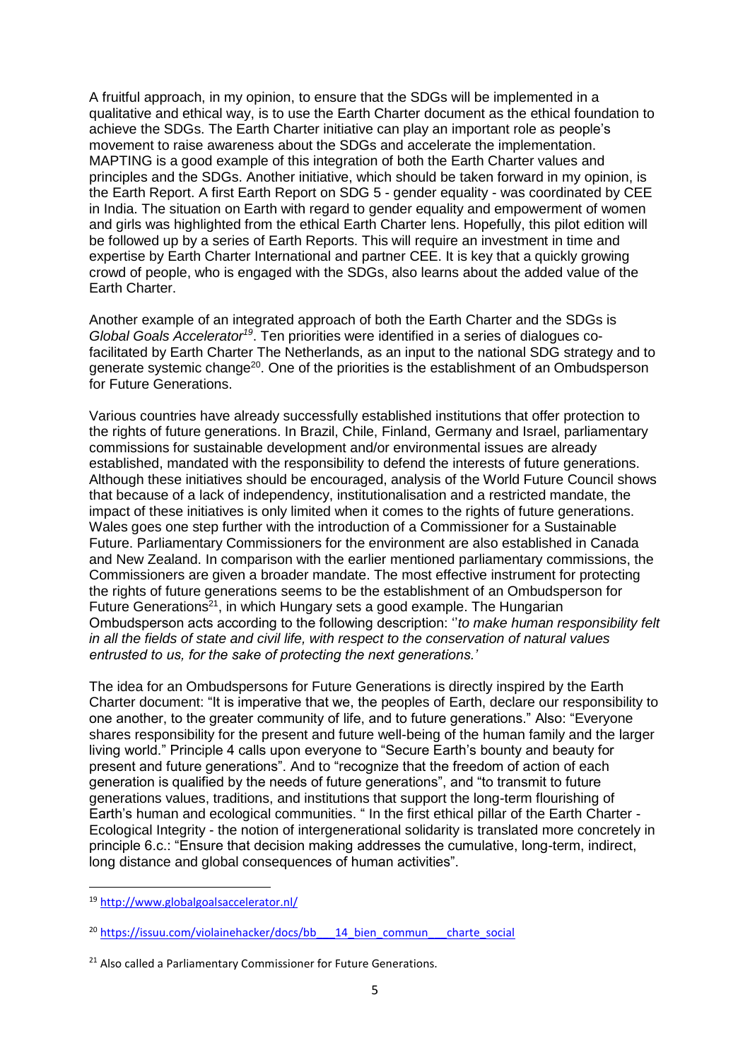A fruitful approach, in my opinion, to ensure that the SDGs will be implemented in a qualitative and ethical way, is to use the Earth Charter document as the ethical foundation to achieve the SDGs. The Earth Charter initiative can play an important role as people's movement to raise awareness about the SDGs and accelerate the implementation. MAPTING is a good example of this integration of both the Earth Charter values and principles and the SDGs. Another initiative, which should be taken forward in my opinion, is the Earth Report. A first Earth Report on SDG 5 - gender equality - was coordinated by CEE in India. The situation on Earth with regard to gender equality and empowerment of women and girls was highlighted from the ethical Earth Charter lens. Hopefully, this pilot edition will be followed up by a series of Earth Reports. This will require an investment in time and expertise by Earth Charter International and partner CEE. It is key that a quickly growing crowd of people, who is engaged with the SDGs, also learns about the added value of the Earth Charter.

Another example of an integrated approach of both the Earth Charter and the SDGs is *Global Goals Accelerator*[19]. Ten priorities were identified in a series of dialogues co-facilitated by Earth Charter The Netherlands, as an input to the national SDG strategy and to generate systemic change[20]. One of the priorities is the establishment of an Ombudsperson for Future Generations.

Various countries have already successfully established institutions that offer protection to the rights of future generations. In Brazil, Chile, Finland, Germany and Israel, parliamentary commissions for sustainable development and/or environmental issues are already established, mandated with the responsibility to defend the interests of future generations. Although these initiatives should be encouraged, analysis of the World Future Council shows that because of a lack of independency, institutionalisation and a restricted mandate, the impact of these initiatives is only limited when it comes to the rights of future generations. Wales goes one step further with the introduction of a Commissioner for a Sustainable Future. Parliamentary Commissioners for the environment are also established in Canada and New Zealand. In comparison with the earlier mentioned parliamentary commissions, the Commissioners are given a broader mandate. The most effective instrument for protecting the rights of future generations seems to be the establishment of an Ombudsperson for Future Generations[21], in which Hungary sets a good example. The Hungarian Ombudsperson acts according to the following description: ''*to make human responsibility felt in all the fields of state and civil life, with respect to the conservation of natural values entrusted to us, for the sake of protecting the next generations.'*

The idea for an Ombudspersons for Future Generations is directly inspired by the Earth Charter document: "It is imperative that we, the peoples of Earth, declare our responsibility to one another, to the greater community of life, and to future generations." Also: "Everyone shares responsibility for the present and future well-being of the human family and the larger living world." Principle 4 calls upon everyone to "Secure Earth's bounty and beauty for present and future generations". And to "recognize that the freedom of action of each generation is qualified by the needs of future generations", and "to transmit to future generations values, traditions, and institutions that support the long-term flourishing of Earth's human and ecological communities. " In the first ethical pillar of the Earth Charter - Ecological Integrity - the notion of intergenerational solidarity is translated more concretely in principle 6.c.: "Ensure that decision making addresses the cumulative, long-term, indirect, long distance and global consequences of human activities".

---

[19] http://www.globalgoalsaccelerator.nl/

[20] https://issuu.com/violainehacker/docs/bb___14_bien_commun___charte_social

[21] Also called a Parliamentary Commissioner for Future Generations.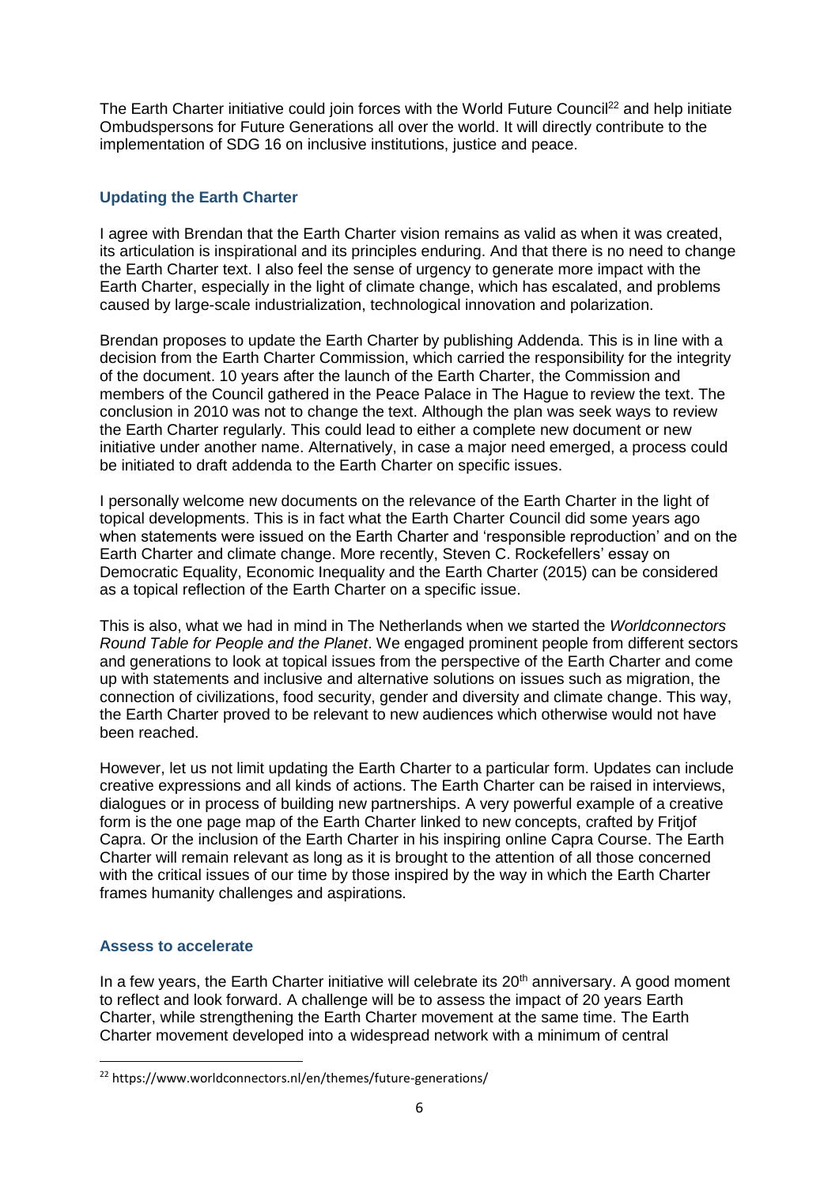The Earth Charter initiative could join forces with the World Future Council[22] and help initiate Ombudspersons for Future Generations all over the world. It will directly contribute to the implementation of SDG 16 on inclusive institutions, justice and peace.

## Updating the Earth Charter

I agree with Brendan that the Earth Charter vision remains as valid as when it was created, its articulation is inspirational and its principles enduring. And that there is no need to change the Earth Charter text. I also feel the sense of urgency to generate more impact with the Earth Charter, especially in the light of climate change, which has escalated, and problems caused by large-scale industrialization, technological innovation and polarization.

Brendan proposes to update the Earth Charter by publishing Addenda. This is in line with a decision from the Earth Charter Commission, which carried the responsibility for the integrity of the document. 10 years after the launch of the Earth Charter, the Commission and members of the Council gathered in the Peace Palace in The Hague to review the text. The conclusion in 2010 was not to change the text. Although the plan was seek ways to review the Earth Charter regularly. This could lead to either a complete new document or new initiative under another name. Alternatively, in case a major need emerged, a process could be initiated to draft addenda to the Earth Charter on specific issues.

I personally welcome new documents on the relevance of the Earth Charter in the light of topical developments. This is in fact what the Earth Charter Council did some years ago when statements were issued on the Earth Charter and 'responsible reproduction' and on the Earth Charter and climate change. More recently, Steven C. Rockefellers' essay on Democratic Equality, Economic Inequality and the Earth Charter (2015) can be considered as a topical reflection of the Earth Charter on a specific issue.

This is also, what we had in mind in The Netherlands when we started the *Worldconnectors Round Table for People and the Planet*. We engaged prominent people from different sectors and generations to look at topical issues from the perspective of the Earth Charter and come up with statements and inclusive and alternative solutions on issues such as migration, the connection of civilizations, food security, gender and diversity and climate change. This way, the Earth Charter proved to be relevant to new audiences which otherwise would not have been reached.

However, let us not limit updating the Earth Charter to a particular form. Updates can include creative expressions and all kinds of actions. The Earth Charter can be raised in interviews, dialogues or in process of building new partnerships. A very powerful example of a creative form is the one page map of the Earth Charter linked to new concepts, crafted by Fritjof Capra. Or the inclusion of the Earth Charter in his inspiring online Capra Course. The Earth Charter will remain relevant as long as it is brought to the attention of all those concerned with the critical issues of our time by those inspired by the way in which the Earth Charter frames humanity challenges and aspirations.

## Assess to accelerate

In a few years, the Earth Charter initiative will celebrate its 20th anniversary. A good moment to reflect and look forward. A challenge will be to assess the impact of 20 years Earth Charter, while strengthening the Earth Charter movement at the same time. The Earth Charter movement developed into a widespread network with a minimum of central

[22] https://www.worldconnectors.nl/en/themes/future-generations/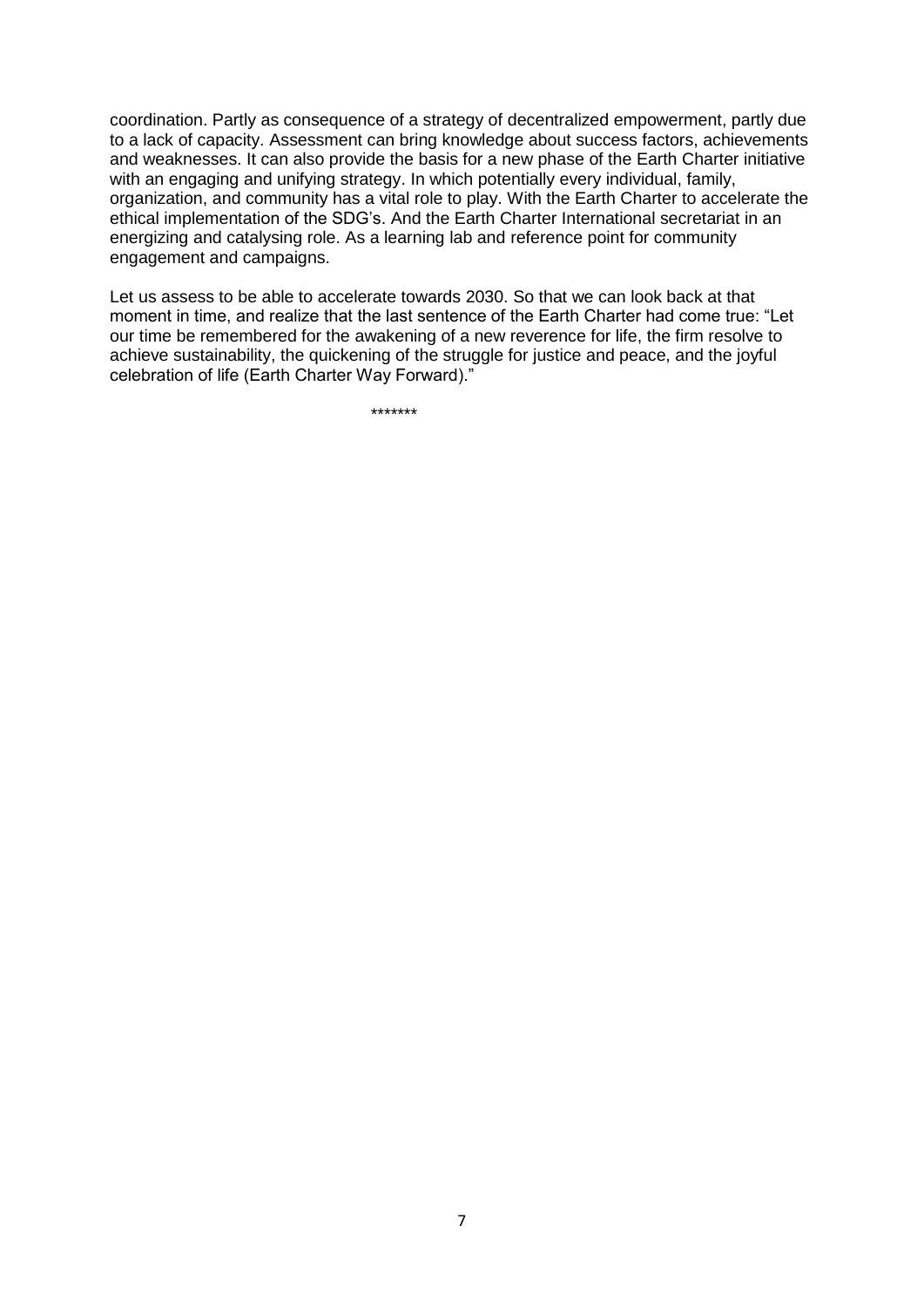coordination. Partly as consequence of a strategy of decentralized empowerment, partly due to a lack of capacity. Assessment can bring knowledge about success factors, achievements and weaknesses. It can also provide the basis for a new phase of the Earth Charter initiative with an engaging and unifying strategy. In which potentially every individual, family, organization, and community has a vital role to play. With the Earth Charter to accelerate the ethical implementation of the SDG's. And the Earth Charter International secretariat in an energizing and catalysing role. As a learning lab and reference point for community engagement and campaigns.

Let us assess to be able to accelerate towards 2030. So that we can look back at that moment in time, and realize that the last sentence of the Earth Charter had come true: "Let our time be remembered for the awakening of a new reverence for life, the firm resolve to achieve sustainability, the quickening of the struggle for justice and peace, and the joyful celebration of life (Earth Charter Way Forward)."

*******